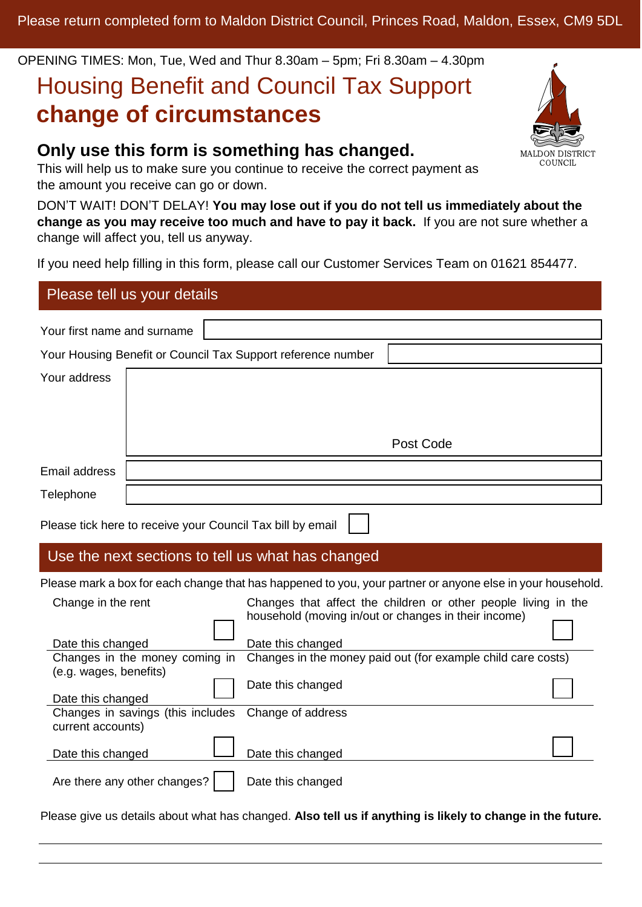Please return completed form to Maldon District Council, Princes Road, Maldon, Essex, CM9 5DL

OPENING TIMES: Mon, Tue, Wed and Thur 8.30am – 5pm; Fri 8.30am – 4.30pm

# Housing Benefit and Council Tax Support **change of circumstances**

MALDON DISTRICT COUNCIL

## Only use this form is something has changed.

This will help us to make sure you continue to receive the correct payment as the amount you receive can go or down.

DON'T WAIT! DON'T DELAY! **You may lose out if you do not tell us immediately about the change as you may receive too much and have to pay it back.** If you are not sure whether a change will affect you, tell us anyway.

If you need help filling in this form, please call our Customer Services Team on 01621 854477.

## Please tell us your details

| | |
|---|---|
| Your first name and surname | |
| Your Housing Benefit or Council Tax Support reference number | |
| Your address | Post Code |
| Email address | |
| Telephone | |

Please tick here to receive your Council Tax bill by email ☐

## Use the next sections to tell us what has changed

Please mark a box for each change that has happened to you, your partner or anyone else in your household.

| | |
|---|---|
| Change in the rent ☐<br>Date this changed | Changes that affect the children or other people living in the household (moving in/out or changes in their income) ☐<br>Date this changed |
| Changes in the money coming in (e.g. wages, benefits) ☐<br>Date this changed | Changes in the money paid out (for example child care costs) ☐<br>Date this changed |
| Changes in savings (this includes current accounts) ☐<br>Date this changed | Change of address ☐<br>Date this changed |
| Are there any other changes? ☐ | Date this changed |

Please give us details about what has changed. **Also tell us if anything is likely to change in the future.**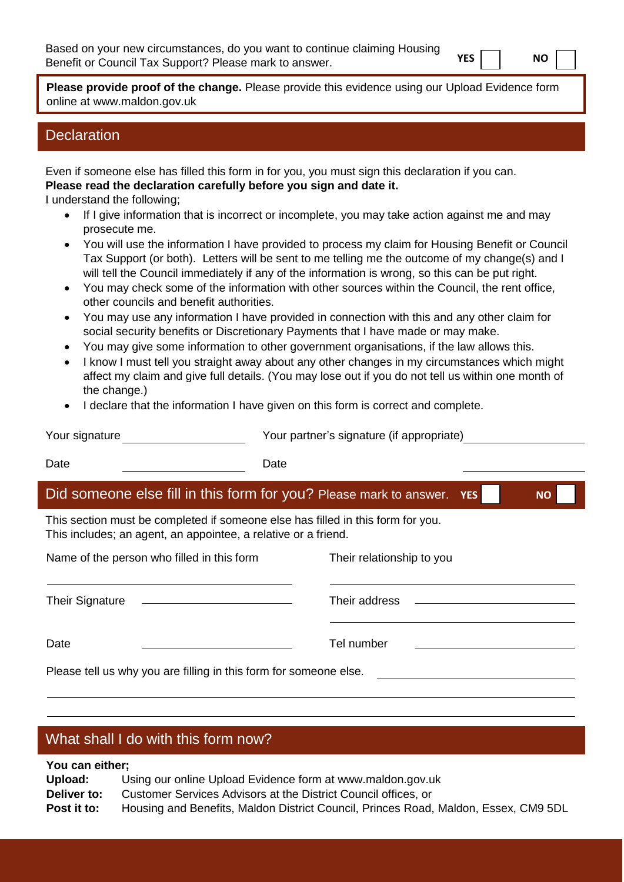Based on your new circumstances, do you want to continue claiming Housing Benefit or Council Tax Support? Please mark to answer. **YES** ☐ **NO** ☐

**Please provide proof of the change.** Please provide this evidence using our Upload Evidence form online at www.maldon.gov.uk

## Declaration

Even if someone else has filled this form in for you, you must sign this declaration if you can.
**Please read the declaration carefully before you sign and date it.**
I understand the following;

- If I give information that is incorrect or incomplete, you may take action against me and may prosecute me.
- You will use the information I have provided to process my claim for Housing Benefit or Council Tax Support (or both). Letters will be sent to me telling me the outcome of my change(s) and I will tell the Council immediately if any of the information is wrong, so this can be put right.
- You may check some of the information with other sources within the Council, the rent office, other councils and benefit authorities.
- You may use any information I have provided in connection with this and any other claim for social security benefits or Discretionary Payments that I have made or may make.
- You may give some information to other government organisations, if the law allows this.
- I know I must tell you straight away about any other changes in my circumstances which might affect my claim and give full details. (You may lose out if you do not tell us within one month of the change.)
- I declare that the information I have given on this form is correct and complete.

Your signature ____________________ Your partner's signature (if appropriate) ____________________

Date ____________________ Date ____________________

## Did someone else fill in this form for you? Please mark to answer. YES ☐ NO ☐

This section must be completed if someone else has filled in this form for you.
This includes; an agent, an appointee, a relative or a friend.

Name of the person who filled in this form ____________________

Their relationship to you ____________________

Their Signature ____________________

Their address ____________________
____________________

Date ____________________

Tel number ____________________

Please tell us why you are filling in this form for someone else. ____________________
____________________
____________________

## What shall I do with this form now?

**You can either;**
**Upload:** Using our online Upload Evidence form at www.maldon.gov.uk
**Deliver to:** Customer Services Advisors at the District Council offices, or
**Post it to:** Housing and Benefits, Maldon District Council, Princes Road, Maldon, Essex, CM9 5DL